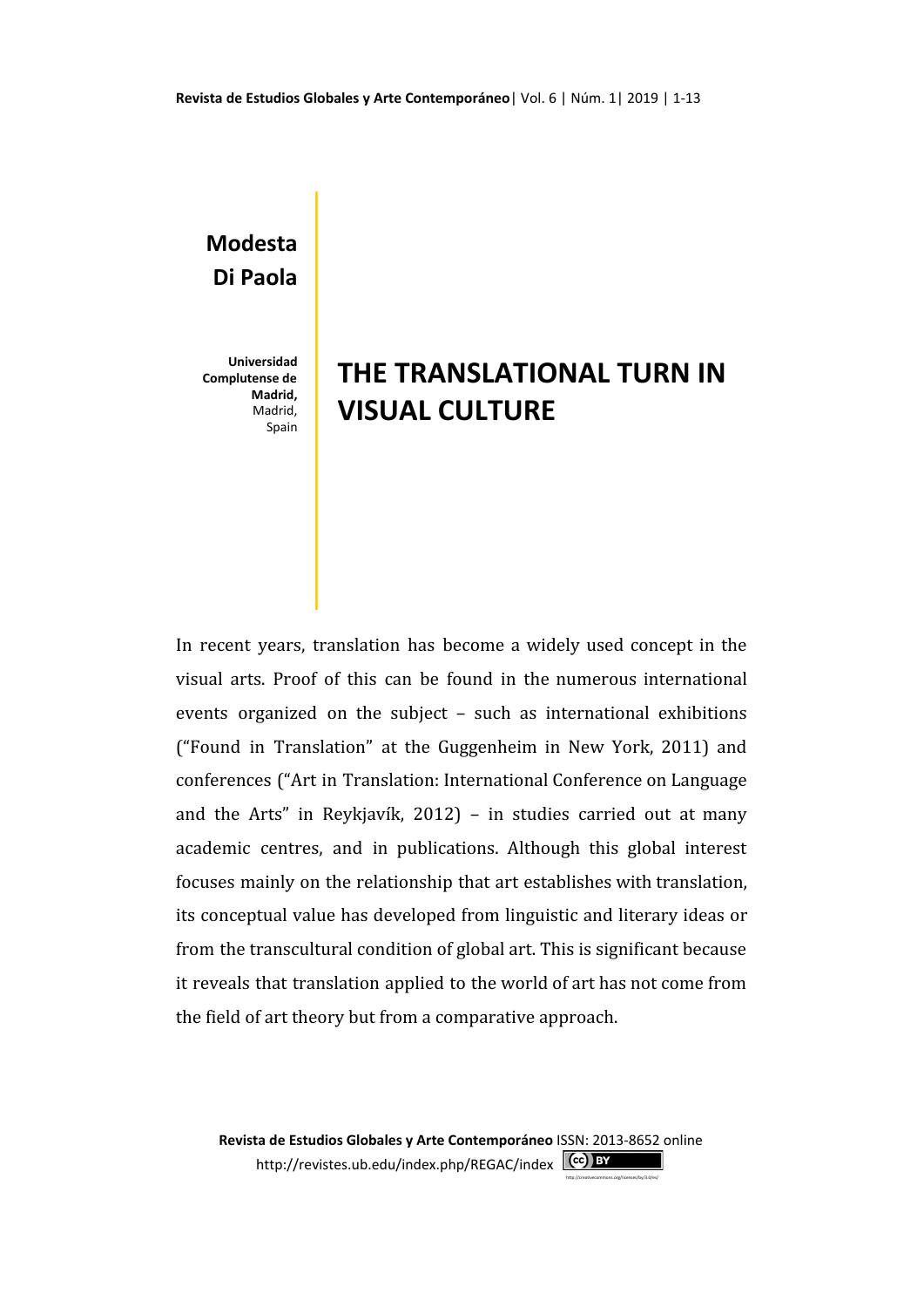**Modesta Di Paola**

**Universidad Complutense de Madrid,** Madrid, Spain

# THE TRANSLATIONAL TURN IN VISUAL CULTURE

In recent years, translation has become a widely used concept in the visual arts. Proof of this can be found in the numerous international events organized on the subject – such as international exhibitions ("Found in Translation" at the Guggenheim in New York, 2011) and conferences ("Art in Translation: International Conference on Language and the Arts" in Reykjavík, 2012) – in studies carried out at many academic centres, and in publications. Although this global interest focuses mainly on the relationship that art establishes with translation, its conceptual value has developed from linguistic and literary ideas or from the transcultural condition of global art. This is significant because it reveals that translation applied to the world of art has not come from the field of art theory but from a comparative approach.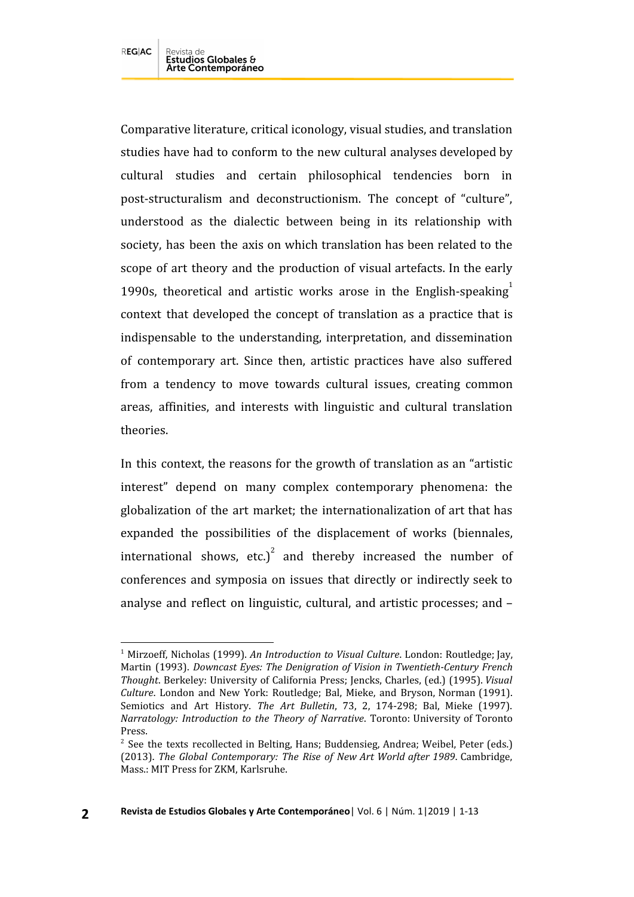Comparative literature, critical iconology, visual studies, and translation studies have had to conform to the new cultural analyses developed by cultural studies and certain philosophical tendencies born in post-structuralism and deconstructionism. The concept of "culture", understood as the dialectic between being in its relationship with society, has been the axis on which translation has been related to the scope of art theory and the production of visual artefacts. In the early 1990s, theoretical and artistic works arose in the English-speaking[1] context that developed the concept of translation as a practice that is indispensable to the understanding, interpretation, and dissemination of contemporary art. Since then, artistic practices have also suffered from a tendency to move towards cultural issues, creating common areas, affinities, and interests with linguistic and cultural translation theories.

In this context, the reasons for the growth of translation as an "artistic interest" depend on many complex contemporary phenomena: the globalization of the art market; the internationalization of art that has expanded the possibilities of the displacement of works (biennales, international shows, etc.)[2] and thereby increased the number of conferences and symposia on issues that directly or indirectly seek to analyse and reflect on linguistic, cultural, and artistic processes; and –

---

[1] Mirzoeff, Nicholas (1999). *An Introduction to Visual Culture*. London: Routledge; Jay, Martin (1993). *Downcast Eyes: The Denigration of Vision in Twentieth-Century French Thought*. Berkeley: University of California Press; Jencks, Charles, (ed.) (1995). *Visual Culture*. London and New York: Routledge; Bal, Mieke, and Bryson, Norman (1991). Semiotics and Art History. *The Art Bulletin*, 73, 2, 174-298; Bal, Mieke (1997). *Narratology: Introduction to the Theory of Narrative*. Toronto: University of Toronto Press.

[2] See the texts recollected in Belting, Hans; Buddensieg, Andrea; Weibel, Peter (eds.) (2013). *The Global Contemporary: The Rise of New Art World after 1989*. Cambridge, Mass.: MIT Press for ZKM, Karlsruhe.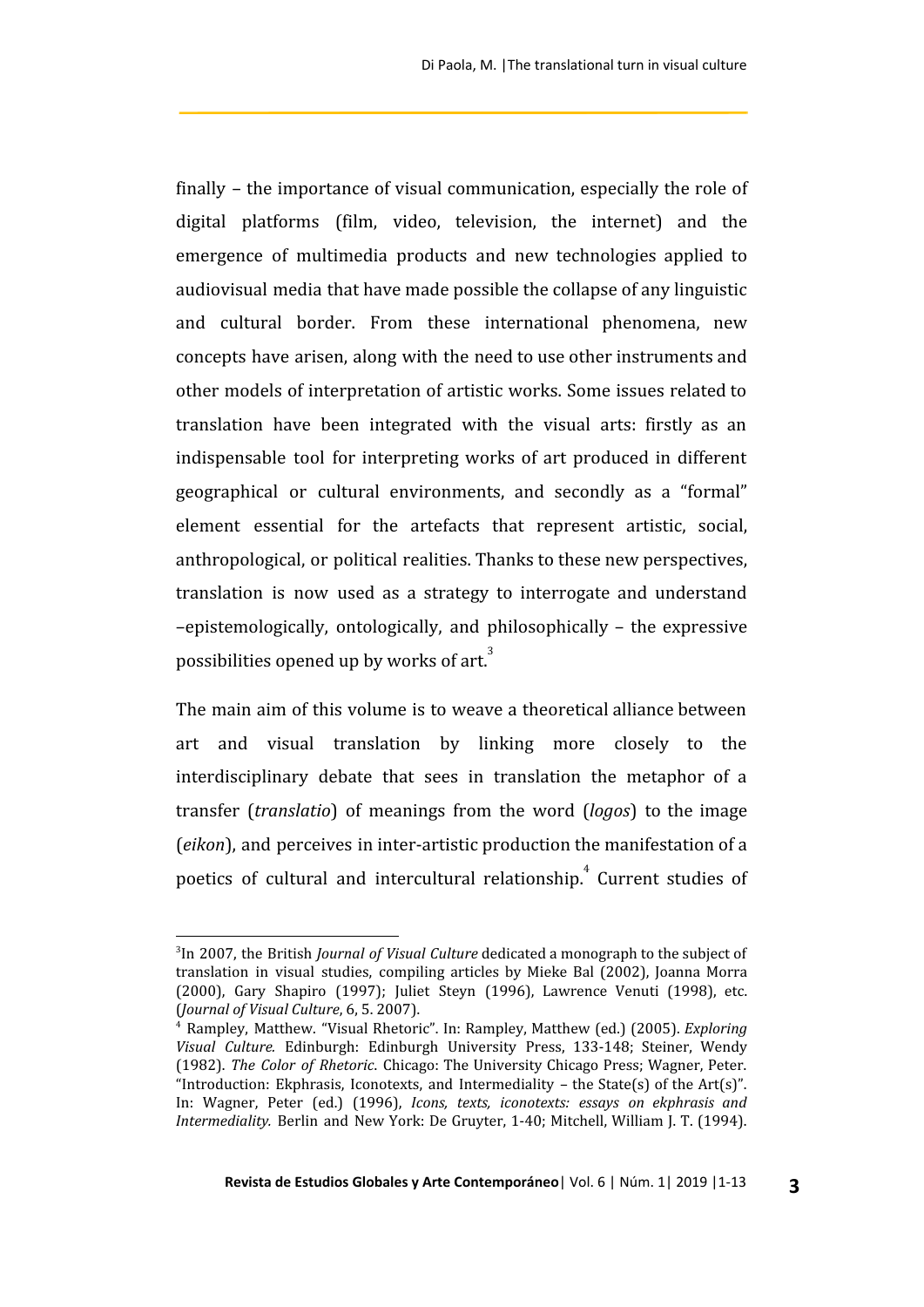finally – the importance of visual communication, especially the role of digital platforms (film, video, television, the internet) and the emergence of multimedia products and new technologies applied to audiovisual media that have made possible the collapse of any linguistic and cultural border. From these international phenomena, new concepts have arisen, along with the need to use other instruments and other models of interpretation of artistic works. Some issues related to translation have been integrated with the visual arts: firstly as an indispensable tool for interpreting works of art produced in different geographical or cultural environments, and secondly as a "formal" element essential for the artefacts that represent artistic, social, anthropological, or political realities. Thanks to these new perspectives, translation is now used as a strategy to interrogate and understand –epistemologically, ontologically, and philosophically – the expressive possibilities opened up by works of art.[3]

The main aim of this volume is to weave a theoretical alliance between art and visual translation by linking more closely to the interdisciplinary debate that sees in translation the metaphor of a transfer (*translatio*) of meanings from the word (*logos*) to the image (*eikon*), and perceives in inter-artistic production the manifestation of a poetics of cultural and intercultural relationship.[4] Current studies of

---

[3]In 2007, the British *Journal of Visual Culture* dedicated a monograph to the subject of translation in visual studies, compiling articles by Mieke Bal (2002), Joanna Morra (2000), Gary Shapiro (1997); Juliet Steyn (1996), Lawrence Venuti (1998), etc. (*Journal of Visual Culture*, 6, 5. 2007).

[4] Rampley, Matthew. "Visual Rhetoric". In: Rampley, Matthew (ed.) (2005). *Exploring Visual Culture.* Edinburgh: Edinburgh University Press, 133-148; Steiner, Wendy (1982). *The Color of Rhetoric*. Chicago: The University Chicago Press; Wagner, Peter. "Introduction: Ekphrasis, Iconotexts, and Intermediality – the State(s) of the Art(s)". In: Wagner, Peter (ed.) (1996), *Icons, texts, iconotexts: essays on ekphrasis and Intermediality.* Berlin and New York: De Gruyter, 1-40; Mitchell, William J. T. (1994).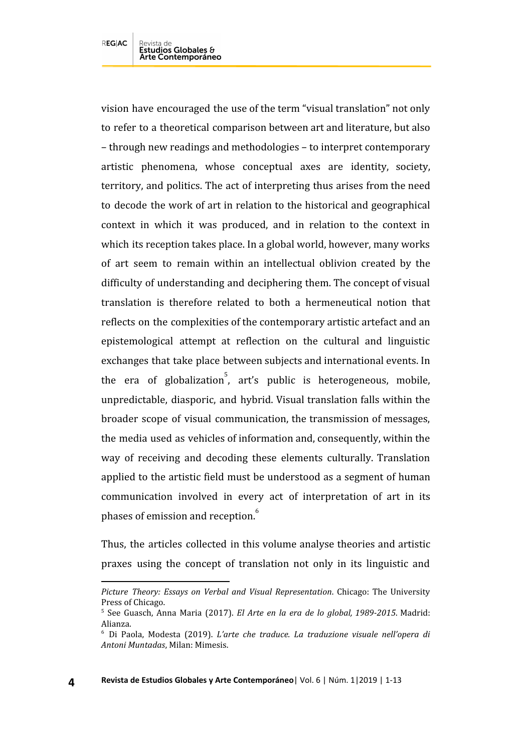vision have encouraged the use of the term "visual translation" not only to refer to a theoretical comparison between art and literature, but also – through new readings and methodologies – to interpret contemporary artistic phenomena, whose conceptual axes are identity, society, territory, and politics. The act of interpreting thus arises from the need to decode the work of art in relation to the historical and geographical context in which it was produced, and in relation to the context in which its reception takes place. In a global world, however, many works of art seem to remain within an intellectual oblivion created by the difficulty of understanding and deciphering them. The concept of visual translation is therefore related to both a hermeneutical notion that reflects on the complexities of the contemporary artistic artefact and an epistemological attempt at reflection on the cultural and linguistic exchanges that take place between subjects and international events. In the era of globalization[5], art's public is heterogeneous, mobile, unpredictable, diasporic, and hybrid. Visual translation falls within the broader scope of visual communication, the transmission of messages, the media used as vehicles of information and, consequently, within the way of receiving and decoding these elements culturally. Translation applied to the artistic field must be understood as a segment of human communication involved in every act of interpretation of art in its phases of emission and reception.[6]

Thus, the articles collected in this volume analyse theories and artistic praxes using the concept of translation not only in its linguistic and

---

*Picture Theory: Essays on Verbal and Visual Representation*. Chicago: The University Press of Chicago.

[5] See Guasch, Anna Maria (2017). *El Arte en la era de lo global, 1989-2015*. Madrid: Alianza.

[6] Di Paola, Modesta (2019). *L'arte che traduce. La traduzione visuale nell'opera di Antoni Muntadas*, Milan: Mimesis.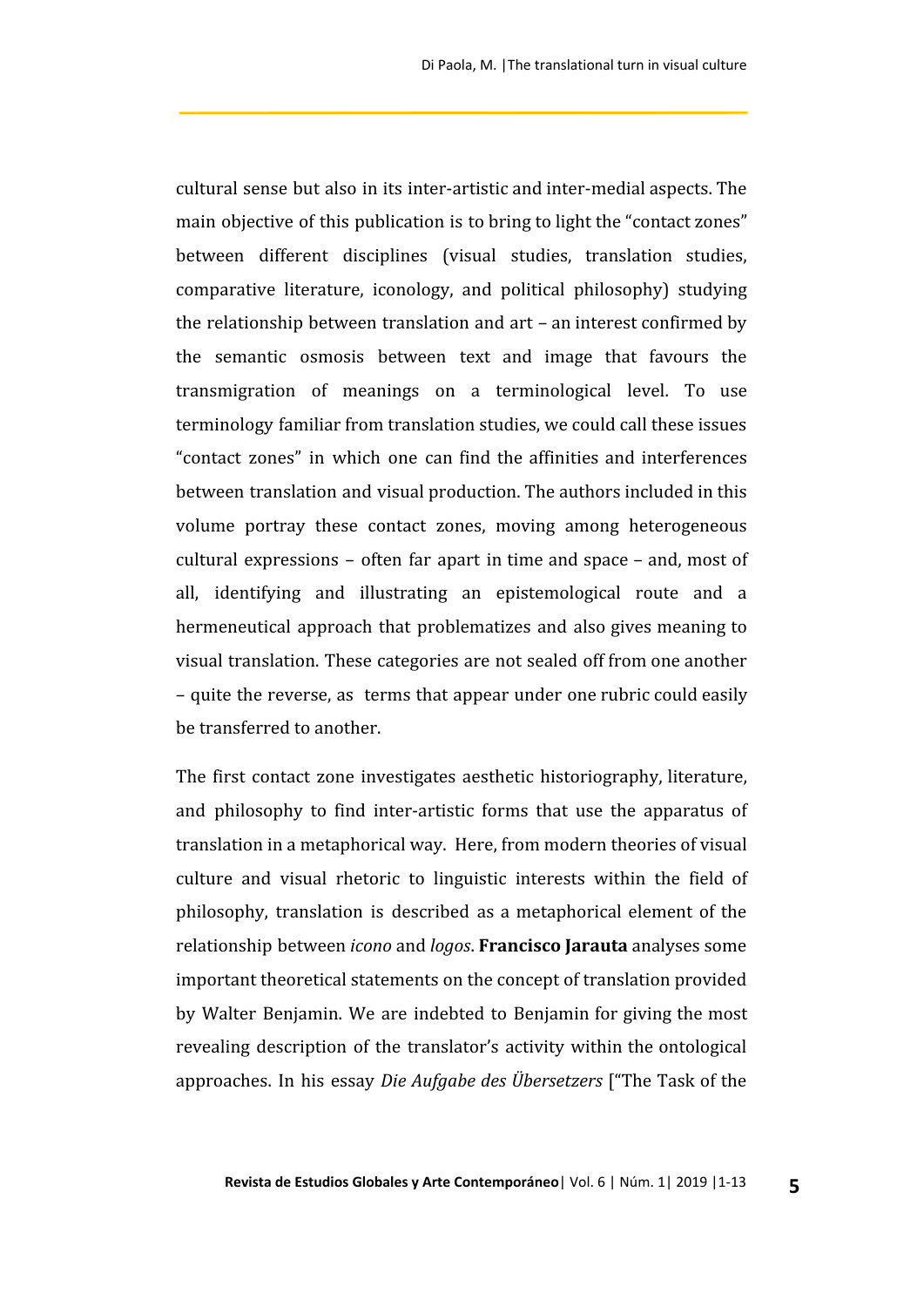cultural sense but also in its inter-artistic and inter-medial aspects. The main objective of this publication is to bring to light the "contact zones" between different disciplines (visual studies, translation studies, comparative literature, iconology, and political philosophy) studying the relationship between translation and art – an interest confirmed by the semantic osmosis between text and image that favours the transmigration of meanings on a terminological level. To use terminology familiar from translation studies, we could call these issues "contact zones" in which one can find the affinities and interferences between translation and visual production. The authors included in this volume portray these contact zones, moving among heterogeneous cultural expressions – often far apart in time and space – and, most of all, identifying and illustrating an epistemological route and a hermeneutical approach that problematizes and also gives meaning to visual translation. These categories are not sealed off from one another – quite the reverse, as terms that appear under one rubric could easily be transferred to another.

The first contact zone investigates aesthetic historiography, literature, and philosophy to find inter-artistic forms that use the apparatus of translation in a metaphorical way. Here, from modern theories of visual culture and visual rhetoric to linguistic interests within the field of philosophy, translation is described as a metaphorical element of the relationship between *icono* and *logos*. **Francisco Jarauta** analyses some important theoretical statements on the concept of translation provided by Walter Benjamin. We are indebted to Benjamin for giving the most revealing description of the translator's activity within the ontological approaches. In his essay *Die Aufgabe des Übersetzers* ["The Task of the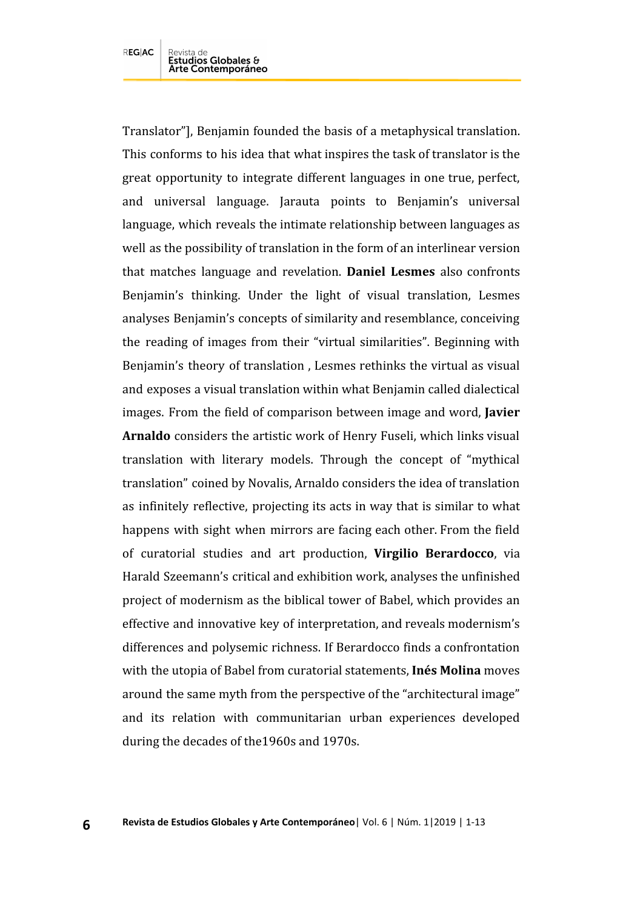Translator"], Benjamin founded the basis of a metaphysical translation. This conforms to his idea that what inspires the task of translator is the great opportunity to integrate different languages in one true, perfect, and universal language. Jarauta points to Benjamin's universal language, which reveals the intimate relationship between languages as well as the possibility of translation in the form of an interlinear version that matches language and revelation. **Daniel Lesmes** also confronts Benjamin's thinking. Under the light of visual translation, Lesmes analyses Benjamin's concepts of similarity and resemblance, conceiving the reading of images from their "virtual similarities". Beginning with Benjamin's theory of translation , Lesmes rethinks the virtual as visual and exposes a visual translation within what Benjamin called dialectical images. From the field of comparison between image and word, **Javier Arnaldo** considers the artistic work of Henry Fuseli, which links visual translation with literary models. Through the concept of "mythical translation" coined by Novalis, Arnaldo considers the idea of translation as infinitely reflective, projecting its acts in way that is similar to what happens with sight when mirrors are facing each other. From the field of curatorial studies and art production, **Virgilio Berardocco**, via Harald Szeemann's critical and exhibition work, analyses the unfinished project of modernism as the biblical tower of Babel, which provides an effective and innovative key of interpretation, and reveals modernism's differences and polysemic richness. If Berardocco finds a confrontation with the utopia of Babel from curatorial statements, **Inés Molina** moves around the same myth from the perspective of the "architectural image" and its relation with communitarian urban experiences developed during the decades of the1960s and 1970s.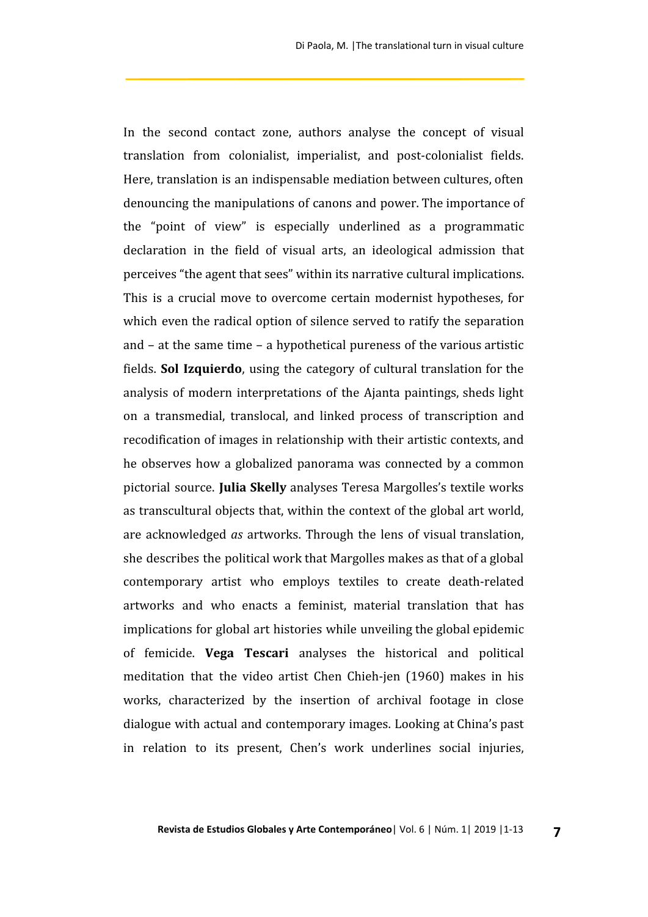In the second contact zone, authors analyse the concept of visual translation from colonialist, imperialist, and post-colonialist fields. Here, translation is an indispensable mediation between cultures, often denouncing the manipulations of canons and power. The importance of the "point of view" is especially underlined as a programmatic declaration in the field of visual arts, an ideological admission that perceives "the agent that sees" within its narrative cultural implications. This is a crucial move to overcome certain modernist hypotheses, for which even the radical option of silence served to ratify the separation and – at the same time – a hypothetical pureness of the various artistic fields. **Sol Izquierdo**, using the category of cultural translation for the analysis of modern interpretations of the Ajanta paintings, sheds light on a transmedial, translocal, and linked process of transcription and recodification of images in relationship with their artistic contexts, and he observes how a globalized panorama was connected by a common pictorial source. **Julia Skelly** analyses Teresa Margolles's textile works as transcultural objects that, within the context of the global art world, are acknowledged *as* artworks. Through the lens of visual translation, she describes the political work that Margolles makes as that of a global contemporary artist who employs textiles to create death-related artworks and who enacts a feminist, material translation that has implications for global art histories while unveiling the global epidemic of femicide. **Vega Tescari** analyses the historical and political meditation that the video artist Chen Chieh-jen (1960) makes in his works, characterized by the insertion of archival footage in close dialogue with actual and contemporary images. Looking at China's past in relation to its present, Chen's work underlines social injuries,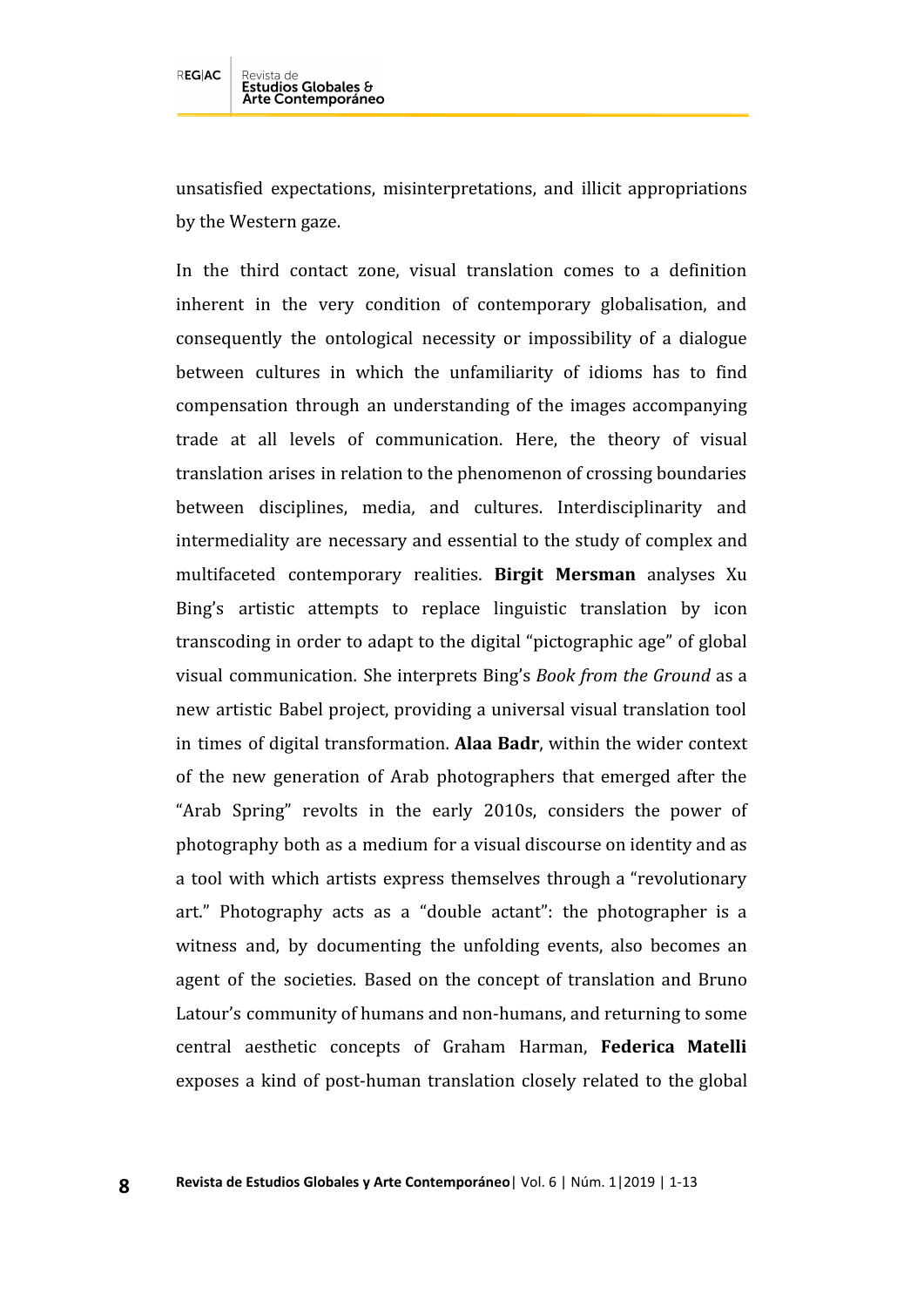unsatisfied expectations, misinterpretations, and illicit appropriations by the Western gaze.

In the third contact zone, visual translation comes to a definition inherent in the very condition of contemporary globalisation, and consequently the ontological necessity or impossibility of a dialogue between cultures in which the unfamiliarity of idioms has to find compensation through an understanding of the images accompanying trade at all levels of communication. Here, the theory of visual translation arises in relation to the phenomenon of crossing boundaries between disciplines, media, and cultures. Interdisciplinarity and intermediality are necessary and essential to the study of complex and multifaceted contemporary realities. **Birgit Mersman** analyses Xu Bing's artistic attempts to replace linguistic translation by icon transcoding in order to adapt to the digital "pictographic age" of global visual communication. She interprets Bing's *Book from the Ground* as a new artistic Babel project, providing a universal visual translation tool in times of digital transformation. **Alaa Badr**, within the wider context of the new generation of Arab photographers that emerged after the "Arab Spring" revolts in the early 2010s, considers the power of photography both as a medium for a visual discourse on identity and as a tool with which artists express themselves through a "revolutionary art." Photography acts as a "double actant": the photographer is a witness and, by documenting the unfolding events, also becomes an agent of the societies. Based on the concept of translation and Bruno Latour's community of humans and non-humans, and returning to some central aesthetic concepts of Graham Harman, **Federica Matelli** exposes a kind of post-human translation closely related to the global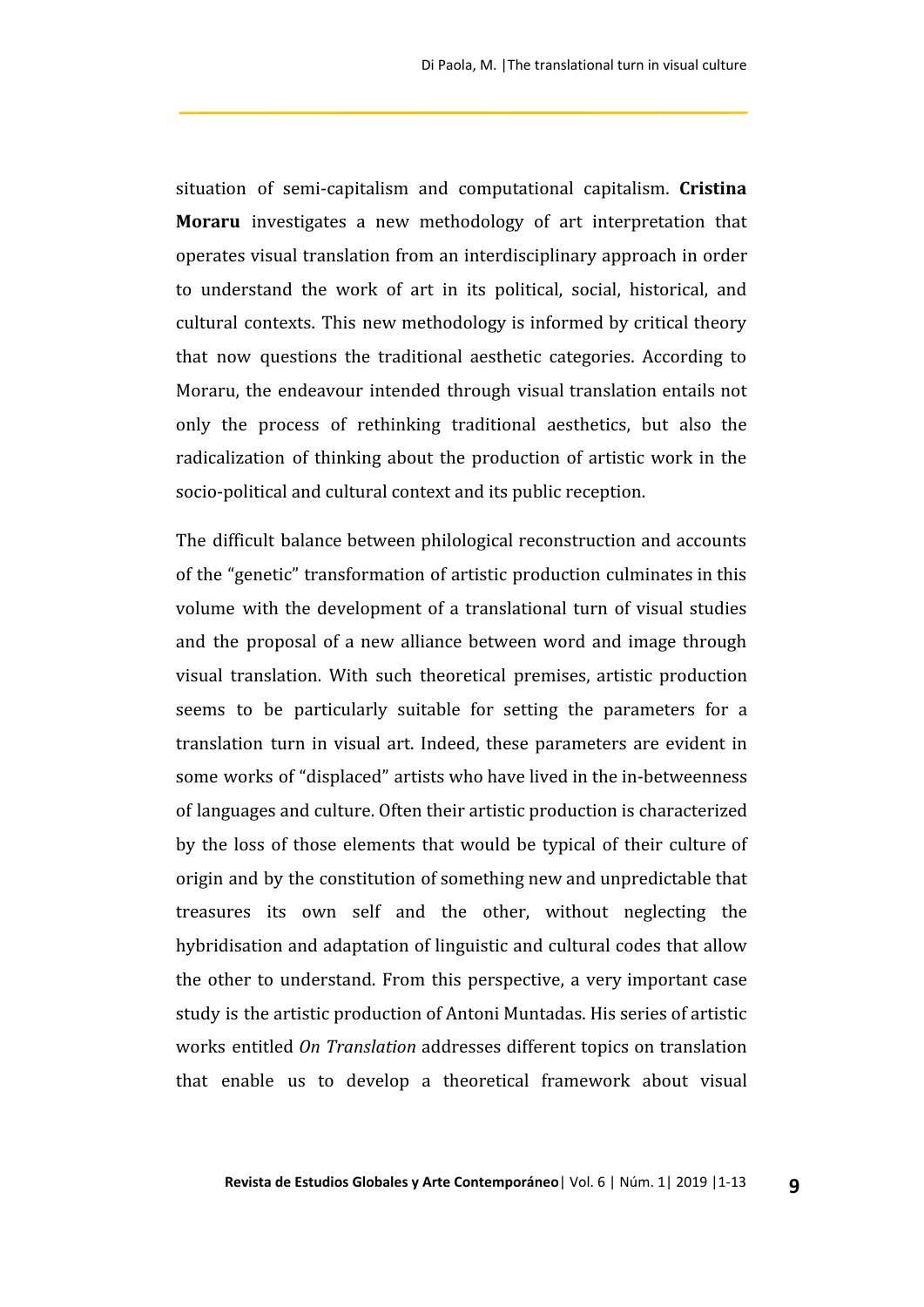situation of semi-capitalism and computational capitalism. **Cristina Moraru** investigates a new methodology of art interpretation that operates visual translation from an interdisciplinary approach in order to understand the work of art in its political, social, historical, and cultural contexts. This new methodology is informed by critical theory that now questions the traditional aesthetic categories. According to Moraru, the endeavour intended through visual translation entails not only the process of rethinking traditional aesthetics, but also the radicalization of thinking about the production of artistic work in the socio-political and cultural context and its public reception.

The difficult balance between philological reconstruction and accounts of the "genetic" transformation of artistic production culminates in this volume with the development of a translational turn of visual studies and the proposal of a new alliance between word and image through visual translation. With such theoretical premises, artistic production seems to be particularly suitable for setting the parameters for a translation turn in visual art. Indeed, these parameters are evident in some works of "displaced" artists who have lived in the in-betweenness of languages and culture. Often their artistic production is characterized by the loss of those elements that would be typical of their culture of origin and by the constitution of something new and unpredictable that treasures its own self and the other, without neglecting the hybridisation and adaptation of linguistic and cultural codes that allow the other to understand. From this perspective, a very important case study is the artistic production of Antoni Muntadas. His series of artistic works entitled *On Translation* addresses different topics on translation that enable us to develop a theoretical framework about visual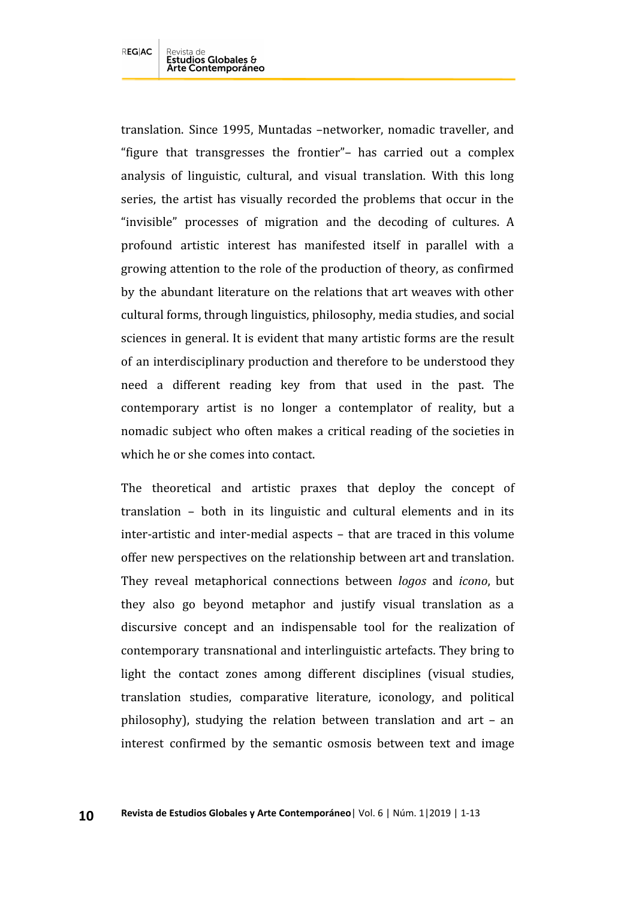translation. Since 1995, Muntadas –networker, nomadic traveller, and "figure that transgresses the frontier"– has carried out a complex analysis of linguistic, cultural, and visual translation. With this long series, the artist has visually recorded the problems that occur in the "invisible" processes of migration and the decoding of cultures. A profound artistic interest has manifested itself in parallel with a growing attention to the role of the production of theory, as confirmed by the abundant literature on the relations that art weaves with other cultural forms, through linguistics, philosophy, media studies, and social sciences in general. It is evident that many artistic forms are the result of an interdisciplinary production and therefore to be understood they need a different reading key from that used in the past. The contemporary artist is no longer a contemplator of reality, but a nomadic subject who often makes a critical reading of the societies in which he or she comes into contact.

The theoretical and artistic praxes that deploy the concept of translation – both in its linguistic and cultural elements and in its inter-artistic and inter-medial aspects – that are traced in this volume offer new perspectives on the relationship between art and translation. They reveal metaphorical connections between *logos* and *icono*, but they also go beyond metaphor and justify visual translation as a discursive concept and an indispensable tool for the realization of contemporary transnational and interlinguistic artefacts. They bring to light the contact zones among different disciplines (visual studies, translation studies, comparative literature, iconology, and political philosophy), studying the relation between translation and art – an interest confirmed by the semantic osmosis between text and image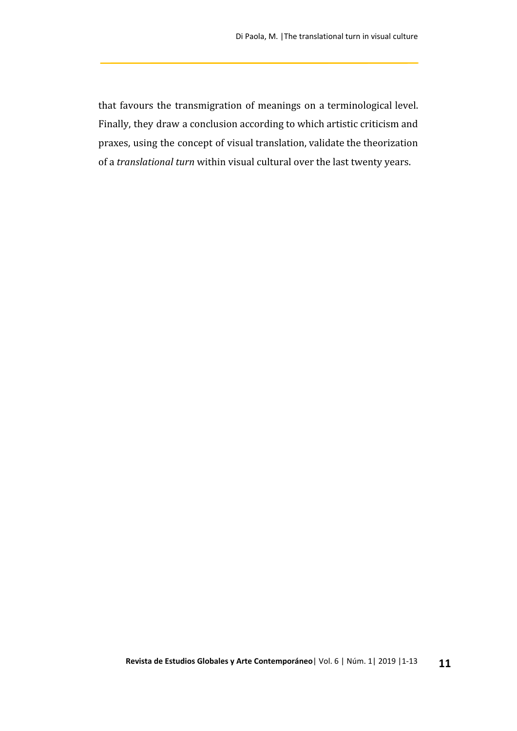that favours the transmigration of meanings on a terminological level. Finally, they draw a conclusion according to which artistic criticism and praxes, using the concept of visual translation, validate the theorization of a *translational turn* within visual cultural over the last twenty years.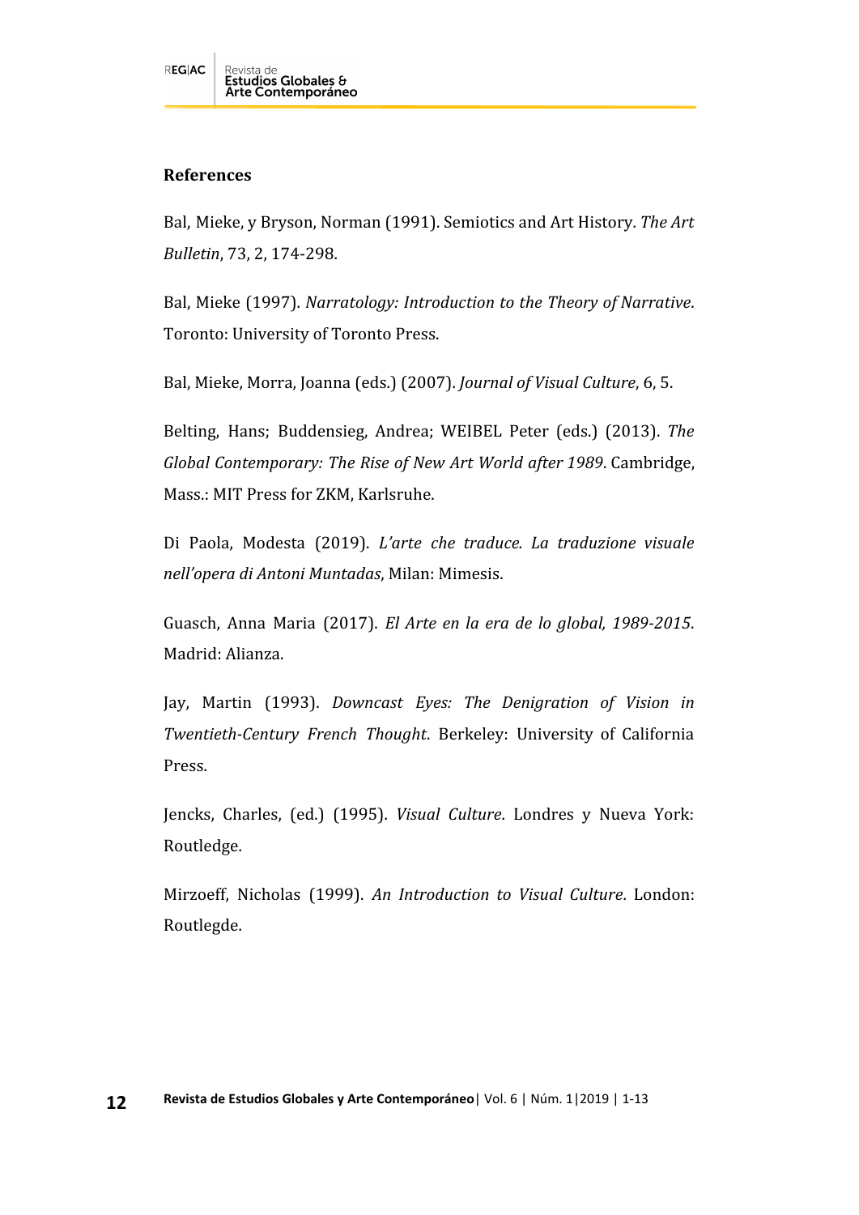## References

Bal, Mieke, y Bryson, Norman (1991). Semiotics and Art History. *The Art Bulletin*, 73, 2, 174-298.

Bal, Mieke (1997). *Narratology: Introduction to the Theory of Narrative*. Toronto: University of Toronto Press.

Bal, Mieke, Morra, Joanna (eds.) (2007). *Journal of Visual Culture*, 6, 5.

Belting, Hans; Buddensieg, Andrea; WEIBEL Peter (eds.) (2013). *The Global Contemporary: The Rise of New Art World after 1989*. Cambridge, Mass.: MIT Press for ZKM, Karlsruhe.

Di Paola, Modesta (2019). *L'arte che traduce. La traduzione visuale nell'opera di Antoni Muntadas*, Milan: Mimesis.

Guasch, Anna Maria (2017). *El Arte en la era de lo global, 1989-2015*. Madrid: Alianza.

Jay, Martin (1993). *Downcast Eyes: The Denigration of Vision in Twentieth-Century French Thought*. Berkeley: University of California Press.

Jencks, Charles, (ed.) (1995). *Visual Culture*. Londres y Nueva York: Routledge.

Mirzoeff, Nicholas (1999). *An Introduction to Visual Culture*. London: Routlegde.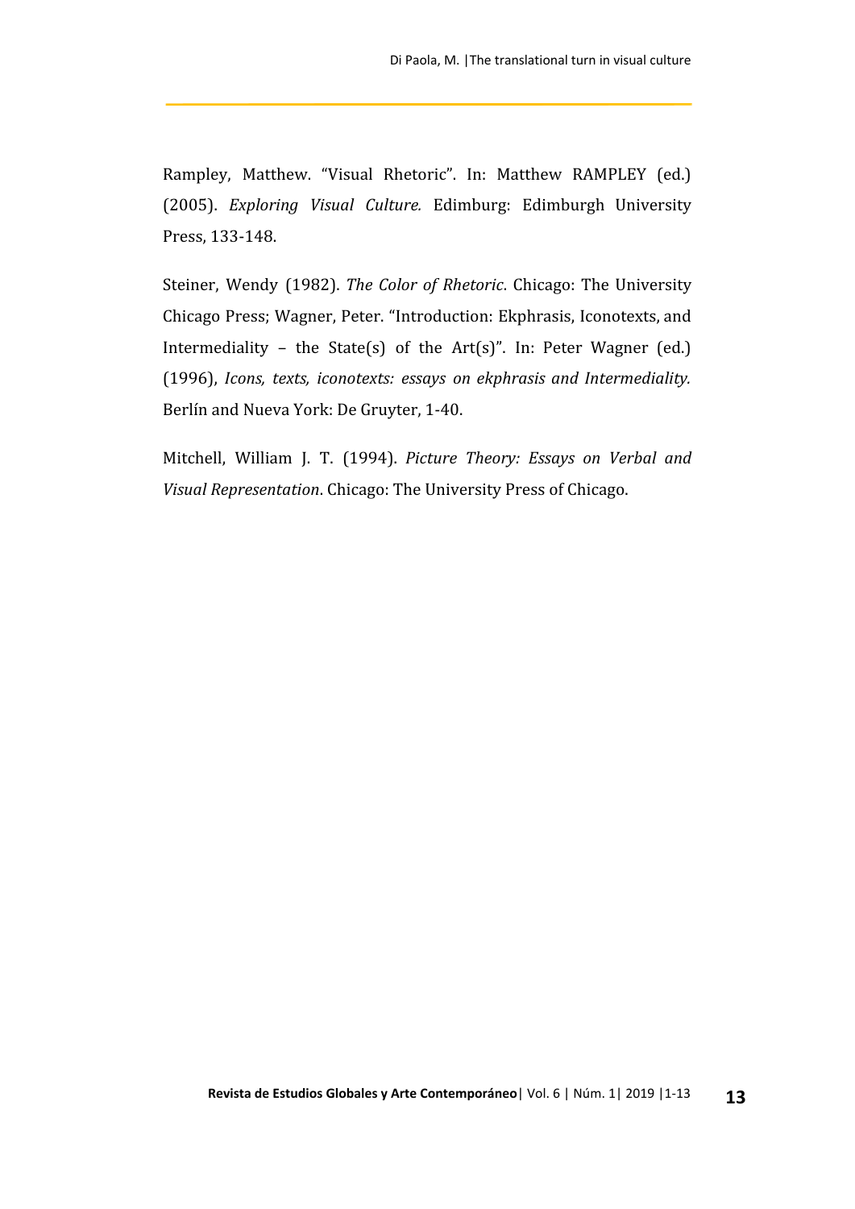Rampley, Matthew. “Visual Rhetoric”. In: Matthew RAMPLEY (ed.) (2005). *Exploring Visual Culture.* Edimburg: Edimburgh University Press, 133-148.

Steiner, Wendy (1982). *The Color of Rhetoric*. Chicago: The University Chicago Press; Wagner, Peter. “Introduction: Ekphrasis, Iconotexts, and Intermediality – the State(s) of the Art(s)”. In: Peter Wagner (ed.) (1996), *Icons, texts, iconotexts: essays on ekphrasis and Intermediality.* Berlín and Nueva York: De Gruyter, 1-40.

Mitchell, William J. T. (1994). *Picture Theory: Essays on Verbal and Visual Representation*. Chicago: The University Press of Chicago.